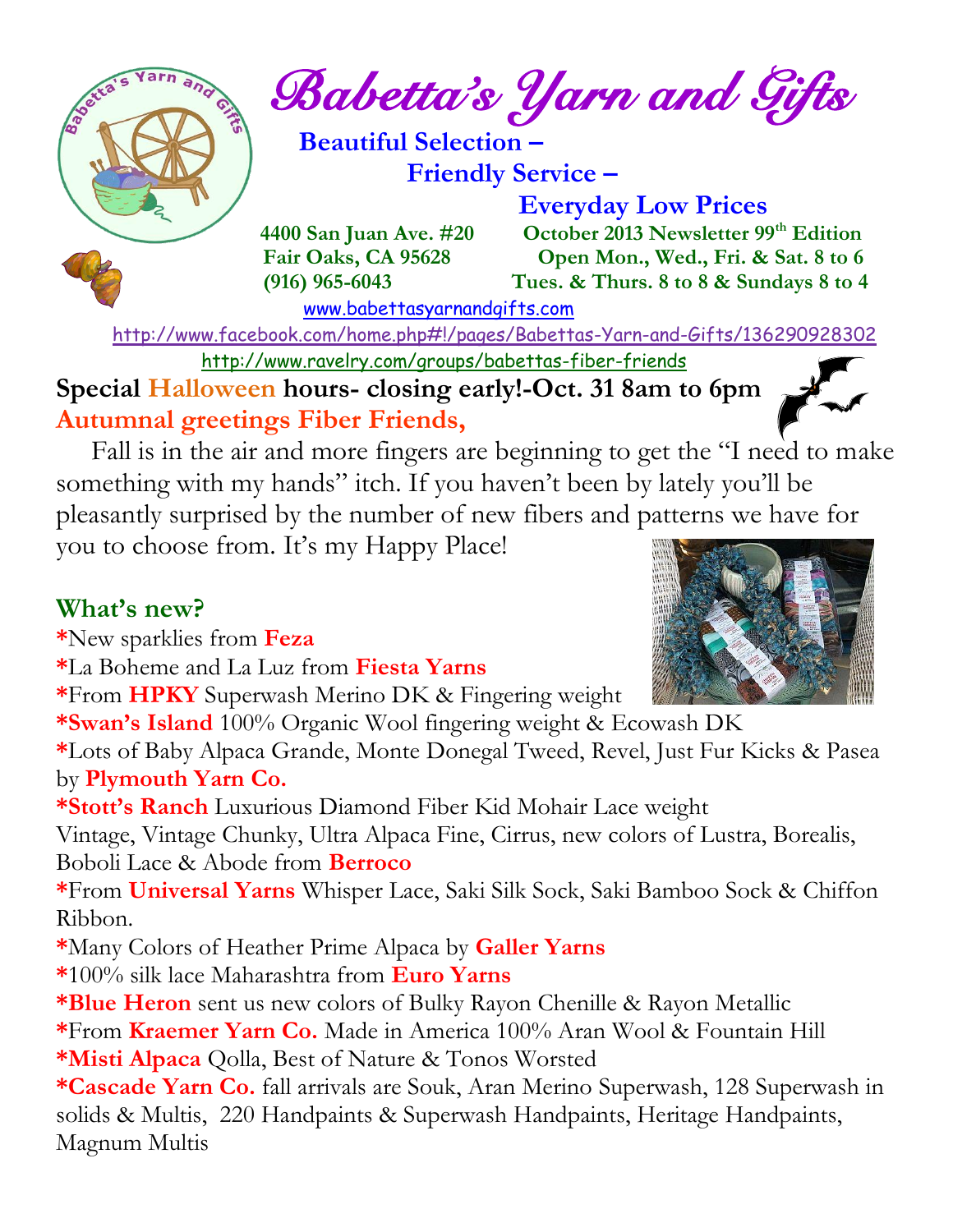# Babetta's Yarn and Gifts

**Beautiful Selection –**
**Friendly Service –**
**Everyday Low Prices**

**4400 San Juan Ave. #20**
**Fair Oaks, CA 95628**
**(916) 965-6043**

**October 2013 Newsletter 99th Edition**
**Open Mon., Wed., Fri. & Sat. 8 to 6**
**Tues. & Thurs. 8 to 8 & Sundays 8 to 4**

www.babettasyarnandgifts.com

http://www.facebook.com/home.php#!/pages/Babettas-Yarn-and-Gifts/136290928302

http://www.ravelry.com/groups/babettas-fiber-friends

**Special Halloween hours- closing early!-Oct. 31 8am to 6pm**

**Autumnal greetings Fiber Friends,**

Fall is in the air and more fingers are beginning to get the "I need to make something with my hands" itch. If you haven't been by lately you'll be pleasantly surprised by the number of new fibers and patterns we have for you to choose from. It's my Happy Place!

## What's new?

*New sparklies from **Feza**

*La Boheme and La Luz from **Fiesta Yarns**

*From **HPKY** Superwash Merino DK & Fingering weight

***Swan's Island** 100% Organic Wool fingering weight & Ecowash DK

*Lots of Baby Alpaca Grande, Monte Donegal Tweed, Revel, Just Fur Kicks & Pasea by **Plymouth Yarn Co.**

***Stott's Ranch** Luxurious Diamond Fiber Kid Mohair Lace weight

Vintage, Vintage Chunky, Ultra Alpaca Fine, Cirrus, new colors of Lustra, Borealis, Boboli Lace & Abode from **Berroco**

*From **Universal Yarns** Whisper Lace, Saki Silk Sock, Saki Bamboo Sock & Chiffon Ribbon.

*Many Colors of Heather Prime Alpaca by **Galler Yarns**

*100% silk lace Maharashtra from **Euro Yarns**

***Blue Heron** sent us new colors of Bulky Rayon Chenille & Rayon Metallic

*From **Kraemer Yarn Co.** Made in America 100% Aran Wool & Fountain Hill

***Misti Alpaca** Qolla, Best of Nature & Tonos Worsted

***Cascade Yarn Co.** fall arrivals are Souk, Aran Merino Superwash, 128 Superwash in solids & Multis, 220 Handpaints & Superwash Handpaints, Heritage Handpaints, Magnum Multis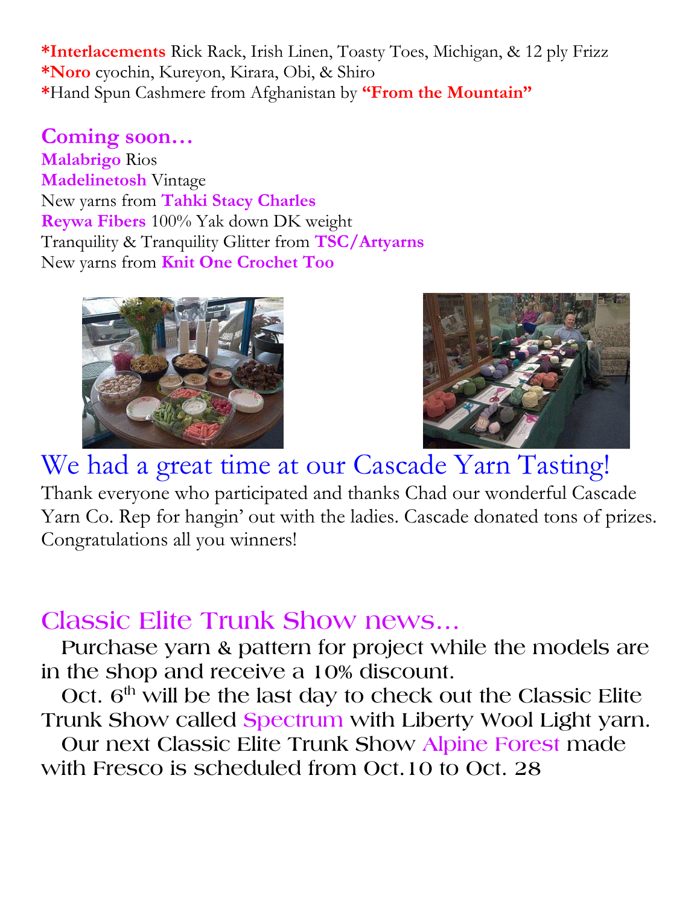***Interlacements** Rick Rack, Irish Linen, Toasty Toes, Michigan, & 12 ply Frizz
***Noro** cyochin, Kureyon, Kirara, Obi, & Shiro
*Hand Spun Cashmere from Afghanistan by **"From the Mountain"**

## Coming soon…

**Malabrigo** Rios
**Madelinetosh** Vintage
New yarns from **Tahki Stacy Charles**
**Reywa Fibers** 100% Yak down DK weight
Tranquility & Tranquility Glitter from **TSC/Artyarns**
New yarns from **Knit One Crochet Too**

## We had a great time at our Cascade Yarn Tasting!

Thank everyone who participated and thanks Chad our wonderful Cascade Yarn Co. Rep for hangin' out with the ladies. Cascade donated tons of prizes. Congratulations all you winners!

## Classic Elite Trunk Show news…

Purchase yarn & pattern for project while the models are in the shop and receive a 10% discount.

Oct. 6th will be the last day to check out the Classic Elite Trunk Show called Spectrum with Liberty Wool Light yarn.

Our next Classic Elite Trunk Show Alpine Forest made with Fresco is scheduled from Oct.10 to Oct. 28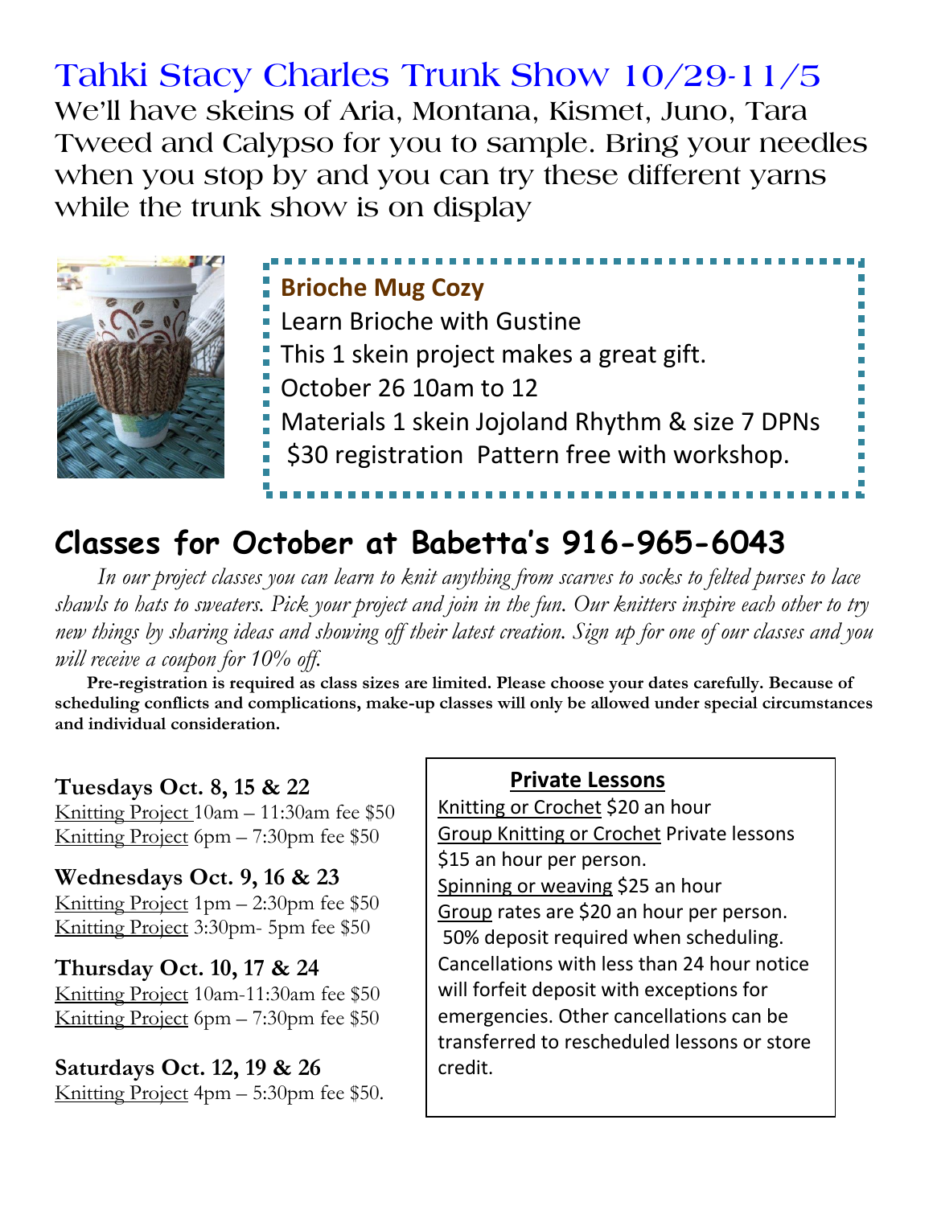# Tahki Stacy Charles Trunk Show 10/29-11/5

We'll have skeins of Aria, Montana, Kismet, Juno, Tara Tweed and Calypso for you to sample. Bring your needles when you stop by and you can try these different yarns while the trunk show is on display

**Brioche Mug Cozy**

Learn Brioche with Gustine

This 1 skein project makes a great gift.

October 26 10am to 12

Materials 1 skein Jojoland Rhythm & size 7 DPNs

$30 registration Pattern free with workshop.

## Classes for October at Babetta's 916-965-6043

*In our project classes you can learn to knit anything from scarves to socks to felted purses to lace shawls to hats to sweaters. Pick your project and join in the fun. Our knitters inspire each other to try new things by sharing ideas and showing off their latest creation. Sign up for one of our classes and you will receive a coupon for 10% off.*

**Pre-registration is required as class sizes are limited. Please choose your dates carefully. Because of scheduling conflicts and complications, make-up classes will only be allowed under special circumstances and individual consideration.**

**Tuesdays Oct. 8, 15 & 22**

Knitting Project 10am – 11:30am fee $50

Knitting Project 6pm – 7:30pm fee $50

**Wednesdays Oct. 9, 16 & 23**

Knitting Project 1pm – 2:30pm fee $50

Knitting Project 3:30pm- 5pm fee $50

**Thursday Oct. 10, 17 & 24**

Knitting Project 10am-11:30am fee $50

Knitting Project 6pm – 7:30pm fee $50

**Saturdays Oct. 12, 19 & 26**

Knitting Project 4pm – 5:30pm fee $50.

**Private Lessons**

Knitting or Crochet $20 an hour

Group Knitting or Crochet Private lessons $15 an hour per person.

Spinning or weaving $25 an hour

Group rates are $20 an hour per person.

50% deposit required when scheduling. Cancellations with less than 24 hour notice will forfeit deposit with exceptions for emergencies. Other cancellations can be transferred to rescheduled lessons or store credit.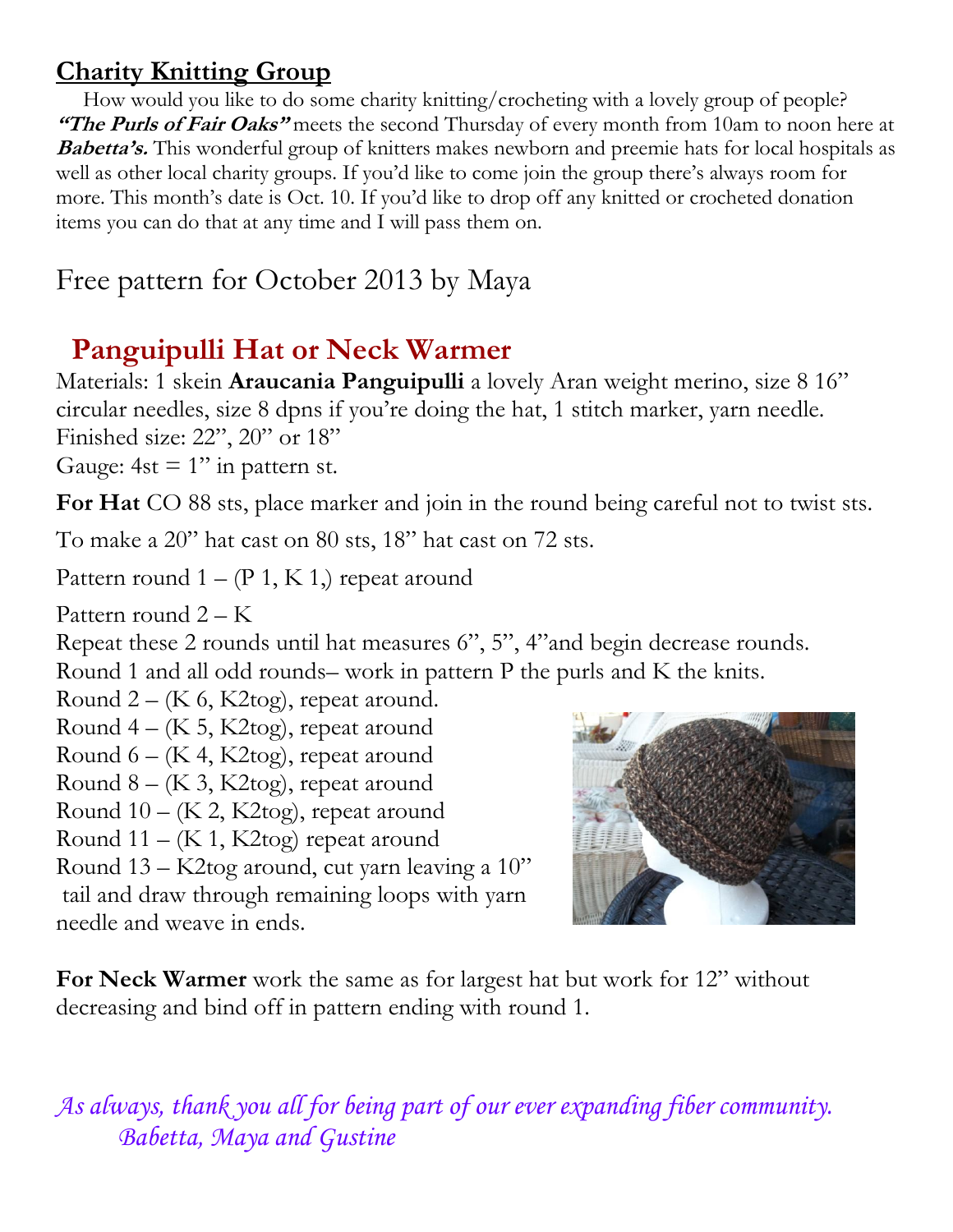## Charity Knitting Group

How would you like to do some charity knitting/crocheting with a lovely group of people? ***"The Purls of Fair Oaks"*** meets the second Thursday of every month from 10am to noon here at ***Babetta's.*** This wonderful group of knitters makes newborn and preemie hats for local hospitals as well as other local charity groups. If you'd like to come join the group there's always room for more. This month's date is Oct. 10. If you'd like to drop off any knitted or crocheted donation items you can do that at any time and I will pass them on.

Free pattern for October 2013 by Maya

## Panguipulli Hat or Neck Warmer

Materials: 1 skein **Araucania Panguipulli** a lovely Aran weight merino, size 8 16" circular needles, size 8 dpns if you're doing the hat, 1 stitch marker, yarn needle.
Finished size: 22", 20" or 18"
Gauge: 4st = 1" in pattern st.

**For Hat** CO 88 sts, place marker and join in the round being careful not to twist sts.

To make a 20" hat cast on 80 sts, 18" hat cast on 72 sts.

Pattern round 1 – (P 1, K 1,) repeat around

Pattern round 2 – K
Repeat these 2 rounds until hat measures 6", 5", 4"and begin decrease rounds.
Round 1 and all odd rounds– work in pattern P the purls and K the knits.
Round 2 – (K 6, K2tog), repeat around.
Round 4 – (K 5, K2tog), repeat around
Round 6 – (K 4, K2tog), repeat around
Round 8 – (K 3, K2tog), repeat around
Round 10 – (K 2, K2tog), repeat around
Round 11 – (K 1, K2tog) repeat around
Round 13 – K2tog around, cut yarn leaving a 10" tail and draw through remaining loops with yarn needle and weave in ends.

**For Neck Warmer** work the same as for largest hat but work for 12" without decreasing and bind off in pattern ending with round 1.

*As always, thank you all for being part of our ever expanding fiber community.*
*Babetta, Maya and Gustine*